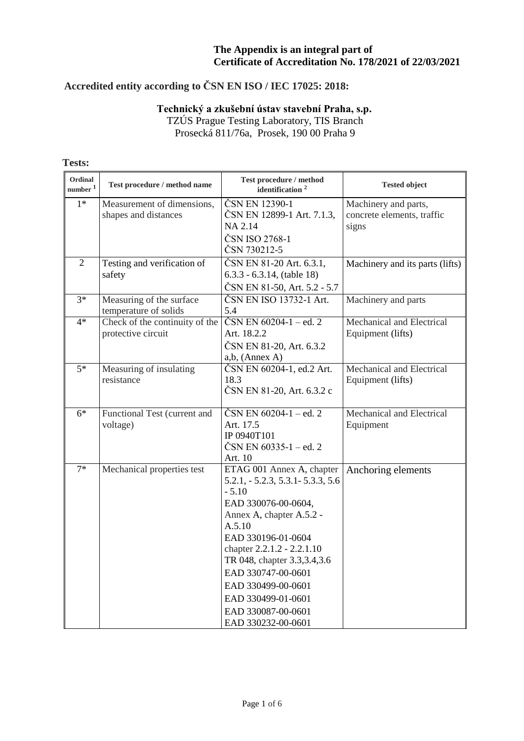**The Appendix is an integral part of Certificate of Accreditation No. 178/2021 of 22/03/2021**

**Accredited entity according to ČSN EN ISO / IEC 17025: 2018:**

**Technický a zkušební ústav stavební Praha, s.p.**
TZÚS Prague Testing Laboratory, TIS Branch
Prosecká 811/76a, Prosek, 190 00 Praha 9

**Tests:**

| Ordinal number [1] | Test procedure / method name | Test procedure / method identification [2] | Tested object |
|---|---|---|---|
| 1* | Measurement of dimensions, shapes and distances | ČSN EN 12390-1<br>ČSN EN 12899-1 Art. 7.1.3, NA 2.14<br>ČSN ISO 2768-1<br>ČSN 730212-5 | Machinery and parts, concrete elements, traffic signs |
| 2 | Testing and verification of safety | ČSN EN 81-20 Art. 6.3.1, 6.3.3 - 6.3.14, (table 18)<br>ČSN EN 81-50, Art. 5.2 - 5.7 | Machinery and its parts (lifts) |
| 3* | Measuring of the surface temperature of solids | ČSN EN ISO 13732-1 Art. 5.4 | Machinery and parts |
| 4* | Check of the continuity of the protective circuit | ČSN EN 60204-1 – ed. 2 Art. 18.2.2<br>ČSN EN 81-20, Art. 6.3.2 a,b, (Annex A) | Mechanical and Electrical Equipment (lifts) |
| 5* | Measuring of insulating resistance | ČSN EN 60204-1, ed.2 Art. 18.3<br>ČSN EN 81-20, Art. 6.3.2 c | Mechanical and Electrical Equipment (lifts) |
| 6* | Functional Test (current and voltage) | ČSN EN 60204-1 – ed. 2 Art. 17.5<br>IP 0940T101<br>ČSN EN 60335-1 – ed. 2 Art. 10 | Mechanical and Electrical Equipment |
| 7* | Mechanical properties test | ETAG 001 Annex A, chapter 5.2.1, - 5.2.3, 5.3.1- 5.3.3, 5.6 - 5.10<br>EAD 330076-00-0604, Annex A, chapter A.5.2 - A.5.10<br>EAD 330196-01-0604 chapter 2.2.1.2 - 2.2.1.10<br>TR 048, chapter 3.3,3.4,3.6<br>EAD 330747-00-0601<br>EAD 330499-00-0601<br>EAD 330499-01-0601<br>EAD 330087-00-0601<br>EAD 330232-00-0601 | Anchoring elements |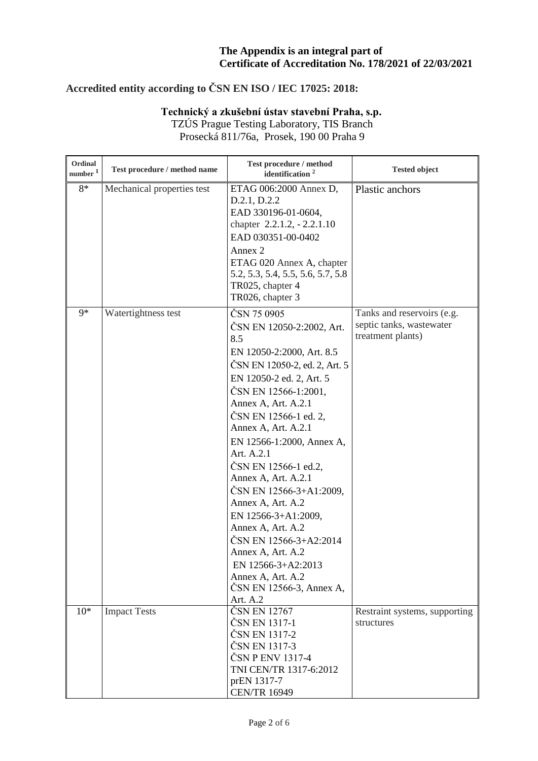**The Appendix is an integral part of Certificate of Accreditation No. 178/2021 of 22/03/2021**

**Accredited entity according to ČSN EN ISO / IEC 17025: 2018:**

**Technický a zkušební ústav stavební Praha, s.p.**
TZÚS Prague Testing Laboratory, TIS Branch
Prosecká 811/76a, Prosek, 190 00 Praha 9

| Ordinal number [1] | Test procedure / method name | Test procedure / method identification [2] | Tested object |
|---|---|---|---|
| 8* | Mechanical properties test | ETAG 006:2000 Annex D, D.2.1, D.2.2<br>EAD 330196-01-0604, chapter 2.2.1.2, - 2.2.1.10<br>EAD 030351-00-0402<br>Annex 2<br>ETAG 020 Annex A, chapter 5.2, 5.3, 5.4, 5.5, 5.6, 5.7, 5.8<br>TR025, chapter 4<br>TR026, chapter 3 | Plastic anchors |
| 9* | Watertightness test | ČSN 75 0905<br>ČSN EN 12050-2:2002, Art. 8.5<br>EN 12050-2:2000, Art. 8.5<br>ČSN EN 12050-2, ed. 2, Art. 5<br>EN 12050-2 ed. 2, Art. 5<br>ČSN EN 12566-1:2001, Annex A, Art. A.2.1<br>ČSN EN 12566-1 ed. 2, Annex A, Art. A.2.1<br>EN 12566-1:2000, Annex A, Art. A.2.1<br>ČSN EN 12566-1 ed.2, Annex A, Art. A.2.1<br>ČSN EN 12566-3+A1:2009, Annex A, Art. A.2<br>EN 12566-3+A1:2009, Annex A, Art. A.2<br>ČSN EN 12566-3+A2:2014 Annex A, Art. A.2<br>EN 12566-3+A2:2013 Annex A, Art. A.2<br>ČSN EN 12566-3, Annex A, Art. A.2 | Tanks and reservoirs (e.g. septic tanks, wastewater treatment plants) |
| 10* | Impact Tests | ČSN EN 12767<br>ČSN EN 1317-1<br>ČSN EN 1317-2<br>ČSN EN 1317-3<br>ČSN P ENV 1317-4<br>TNI CEN/TR 1317-6:2012<br>prEN 1317-7<br>CEN/TR 16949 | Restraint systems, supporting structures |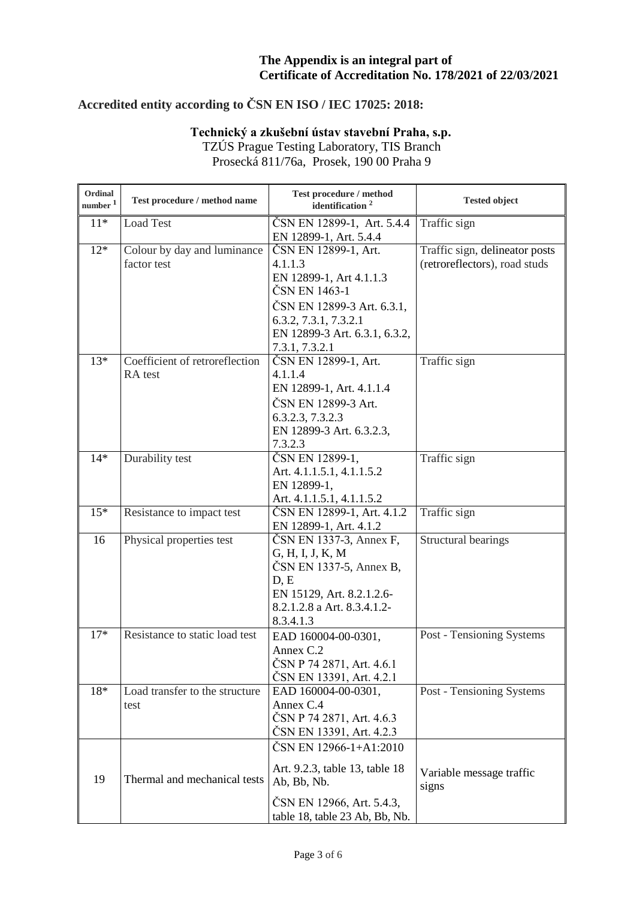**The Appendix is an integral part of Certificate of Accreditation No. 178/2021 of 22/03/2021**

**Accredited entity according to ČSN EN ISO / IEC 17025: 2018:**

**Technický a zkušební ústav stavební Praha, s.p.**
TZÚS Prague Testing Laboratory, TIS Branch
Prosecká 811/76a, Prosek, 190 00 Praha 9

| Ordinal number [1] | Test procedure / method name | Test procedure / method identification [2] | Tested object |
|---|---|---|---|
| 11* | Load Test | ČSN EN 12899-1, Art. 5.4.4<br>EN 12899-1, Art. 5.4.4 | Traffic sign |
| 12* | Colour by day and luminance factor test | ČSN EN 12899-1, Art. 4.1.1.3<br>EN 12899-1, Art 4.1.1.3<br>ČSN EN 1463-1<br>ČSN EN 12899-3 Art. 6.3.1, 6.3.2, 7.3.1, 7.3.2.1<br>EN 12899-3 Art. 6.3.1, 6.3.2, 7.3.1, 7.3.2.1 | Traffic sign, delineator posts (retroreflectors), road studs |
| 13* | Coefficient of retroreflection RA test | ČSN EN 12899-1, Art. 4.1.1.4<br>EN 12899-1, Art. 4.1.1.4<br>ČSN EN 12899-3 Art. 6.3.2.3, 7.3.2.3<br>EN 12899-3 Art. 6.3.2.3, 7.3.2.3 | Traffic sign |
| 14* | Durability test | ČSN EN 12899-1, Art. 4.1.1.5.1, 4.1.1.5.2<br>EN 12899-1, Art. 4.1.1.5.1, 4.1.1.5.2 | Traffic sign |
| 15* | Resistance to impact test | ČSN EN 12899-1, Art. 4.1.2<br>EN 12899-1, Art. 4.1.2 | Traffic sign |
| 16 | Physical properties test | ČSN EN 1337-3, Annex F, G, H, I, J, K, M<br>ČSN EN 1337-5, Annex B, D, E<br>EN 15129, Art. 8.2.1.2.6-8.2.1.2.8 a Art. 8.3.4.1.2-8.3.4.1.3 | Structural bearings |
| 17* | Resistance to static load test | EAD 160004-00-0301, Annex C.2<br>ČSN P 74 2871, Art. 4.6.1<br>ČSN EN 13391, Art. 4.2.1 | Post - Tensioning Systems |
| 18* | Load transfer to the structure test | EAD 160004-00-0301, Annex C.4<br>ČSN P 74 2871, Art. 4.6.3<br>ČSN EN 13391, Art. 4.2.3 | Post - Tensioning Systems |
| 19 | Thermal and mechanical tests | ČSN EN 12966-1+A1:2010<br>Art. 9.2.3, table 13, table 18 Ab, Bb, Nb.<br>ČSN EN 12966, Art. 5.4.3, table 18, table 23 Ab, Bb, Nb. | Variable message traffic signs |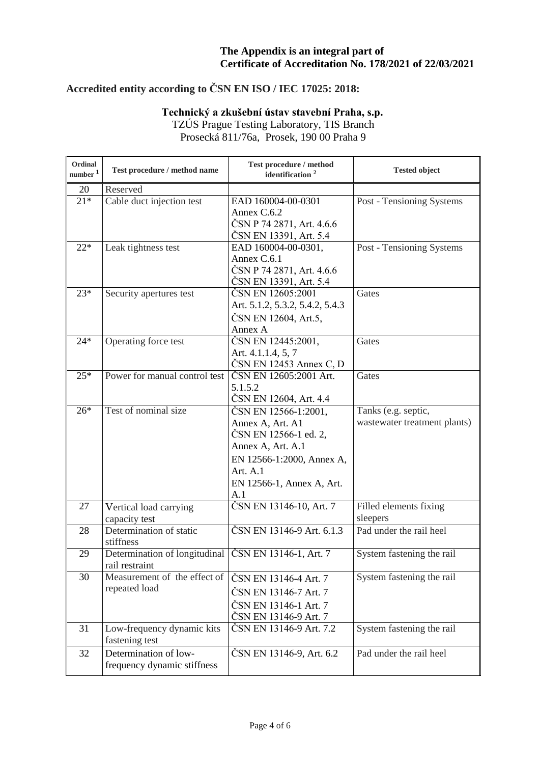**The Appendix is an integral part of**
**Certificate of Accreditation No. 178/2021 of 22/03/2021**

**Accredited entity according to ČSN EN ISO / IEC 17025: 2018:**

**Technický a zkušební ústav stavební Praha, s.p.**
TZÚS Prague Testing Laboratory, TIS Branch
Prosecká 811/76a, Prosek, 190 00 Praha 9

| Ordinal number [1] | Test procedure / method name | Test procedure / method identification [2] | Tested object |
|---|---|---|---|
| 20 | Reserved | | |
| 21* | Cable duct injection test | EAD 160004-00-0301 Annex C.6.2<br>ČSN P 74 2871, Art. 4.6.6<br>ČSN EN 13391, Art. 5.4 | Post - Tensioning Systems |
| 22* | Leak tightness test | EAD 160004-00-0301, Annex C.6.1<br>ČSN P 74 2871, Art. 4.6.6<br>ČSN EN 13391, Art. 5.4 | Post - Tensioning Systems |
| 23* | Security apertures test | ČSN EN 12605:2001 Art. 5.1.2, 5.3.2, 5.4.2, 5.4.3<br>ČSN EN 12604, Art.5, Annex A | Gates |
| 24* | Operating force test | ČSN EN 12445:2001, Art. 4.1.1.4, 5, 7<br>ČSN EN 12453 Annex C, D | Gates |
| 25* | Power for manual control test | ČSN EN 12605:2001 Art. 5.1.5.2<br>ČSN EN 12604, Art. 4.4 | Gates |
| 26* | Test of nominal size | ČSN EN 12566-1:2001, Annex A, Art. A1<br>ČSN EN 12566-1 ed. 2, Annex A, Art. A.1<br>EN 12566-1:2000, Annex A, Art. A.1<br>EN 12566-1, Annex A, Art. A.1 | Tanks (e.g. septic, wastewater treatment plants) |
| 27 | Vertical load carrying capacity test | ČSN EN 13146-10, Art. 7 | Filled elements fixing sleepers |
| 28 | Determination of static stiffness | ČSN EN 13146-9 Art. 6.1.3 | Pad under the rail heel |
| 29 | Determination of longitudinal rail restraint | ČSN EN 13146-1, Art. 7 | System fastening the rail |
| 30 | Measurement of the effect of repeated load | ČSN EN 13146-4 Art. 7<br>ČSN EN 13146-7 Art. 7<br>ČSN EN 13146-1 Art. 7<br>ČSN EN 13146-9 Art. 7 | System fastening the rail |
| 31 | Low-frequency dynamic kits fastening test | ČSN EN 13146-9 Art. 7.2 | System fastening the rail |
| 32 | Determination of low-frequency dynamic stiffness | ČSN EN 13146-9, Art. 6.2 | Pad under the rail heel |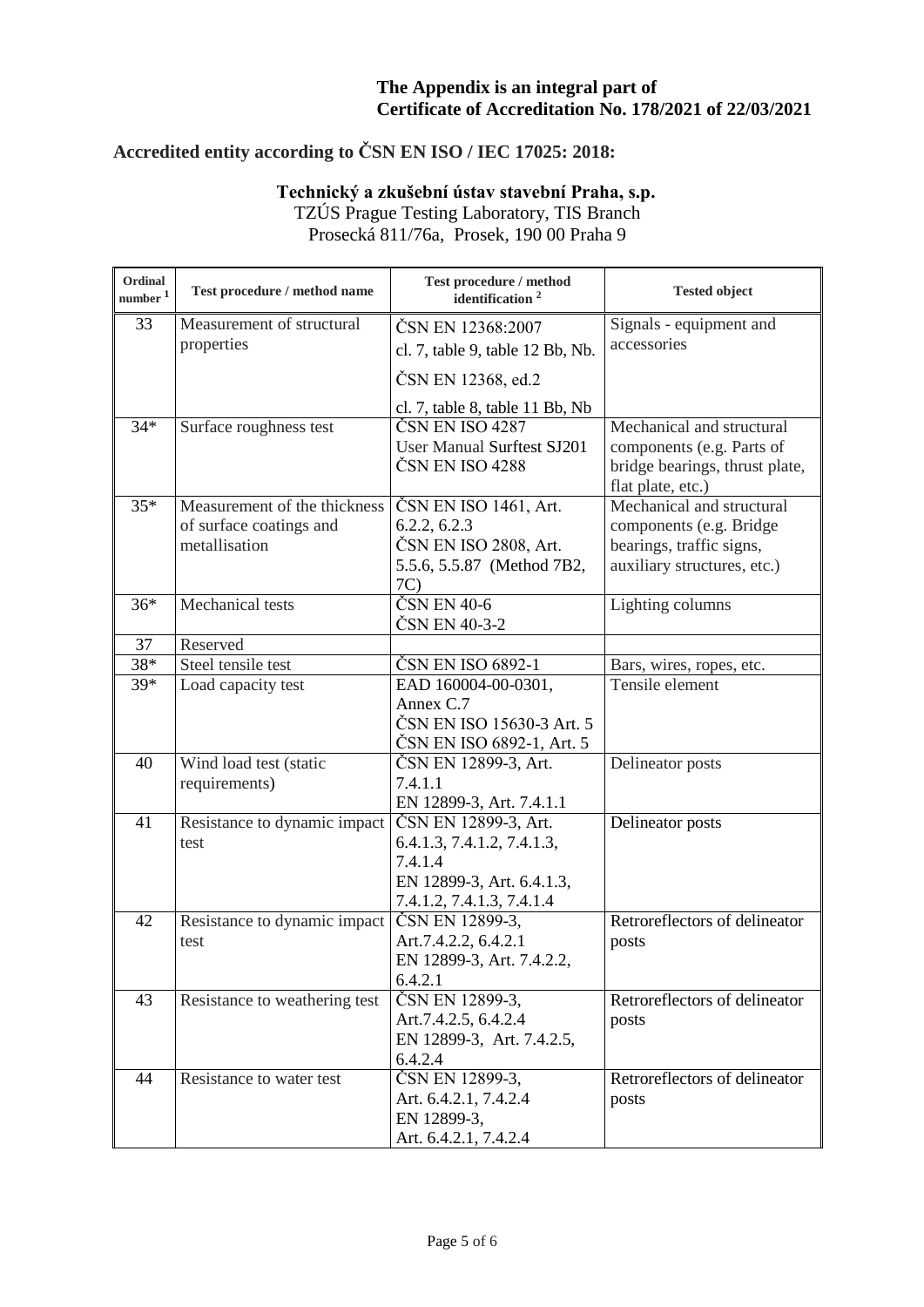**The Appendix is an integral part of Certificate of Accreditation No. 178/2021 of 22/03/2021**

**Accredited entity according to ČSN EN ISO / IEC 17025: 2018:**

**Technický a zkušební ústav stavební Praha, s.p.**
TZÚS Prague Testing Laboratory, TIS Branch
Prosecká 811/76a, Prosek, 190 00 Praha 9

| Ordinal number [1] | Test procedure / method name | Test procedure / method identification [2] | Tested object |
|---|---|---|---|
| 33 | Measurement of structural properties | ČSN EN 12368:2007 cl. 7, table 9, table 12 Bb, Nb. ČSN EN 12368, ed.2 cl. 7, table 8, table 11 Bb, Nb | Signals - equipment and accessories |
| 34* | Surface roughness test | ČSN EN ISO 4287 User Manual Surftest SJ201 ČSN EN ISO 4288 | Mechanical and structural components (e.g. Parts of bridge bearings, thrust plate, flat plate, etc.) |
| 35* | Measurement of the thickness of surface coatings and metallisation | ČSN EN ISO 1461, Art. 6.2.2, 6.2.3 ČSN EN ISO 2808, Art. 5.5.6, 5.5.87 (Method 7B2, 7C) | Mechanical and structural components (e.g. Bridge bearings, traffic signs, auxiliary structures, etc.) |
| 36* | Mechanical tests | ČSN EN 40-6 ČSN EN 40-3-2 | Lighting columns |
| 37 | Reserved | | |
| 38* | Steel tensile test | ČSN EN ISO 6892-1 | Bars, wires, ropes, etc. |
| 39* | Load capacity test | EAD 160004-00-0301, Annex C.7 ČSN EN ISO 15630-3 Art. 5 ČSN EN ISO 6892-1, Art. 5 | Tensile element |
| 40 | Wind load test (static requirements) | ČSN EN 12899-3, Art. 7.4.1.1 EN 12899-3, Art. 7.4.1.1 | Delineator posts |
| 41 | Resistance to dynamic impact test | ČSN EN 12899-3, Art. 6.4.1.3, 7.4.1.2, 7.4.1.3, 7.4.1.4 EN 12899-3, Art. 6.4.1.3, 7.4.1.2, 7.4.1.3, 7.4.1.4 | Delineator posts |
| 42 | Resistance to dynamic impact test | ČSN EN 12899-3, Art.7.4.2.2, 6.4.2.1 EN 12899-3, Art. 7.4.2.2, 6.4.2.1 | Retroreflectors of delineator posts |
| 43 | Resistance to weathering test | ČSN EN 12899-3, Art.7.4.2.5, 6.4.2.4 EN 12899-3, Art. 7.4.2.5, 6.4.2.4 | Retroreflectors of delineator posts |
| 44 | Resistance to water test | ČSN EN 12899-3, Art. 6.4.2.1, 7.4.2.4 EN 12899-3, Art. 6.4.2.1, 7.4.2.4 | Retroreflectors of delineator posts |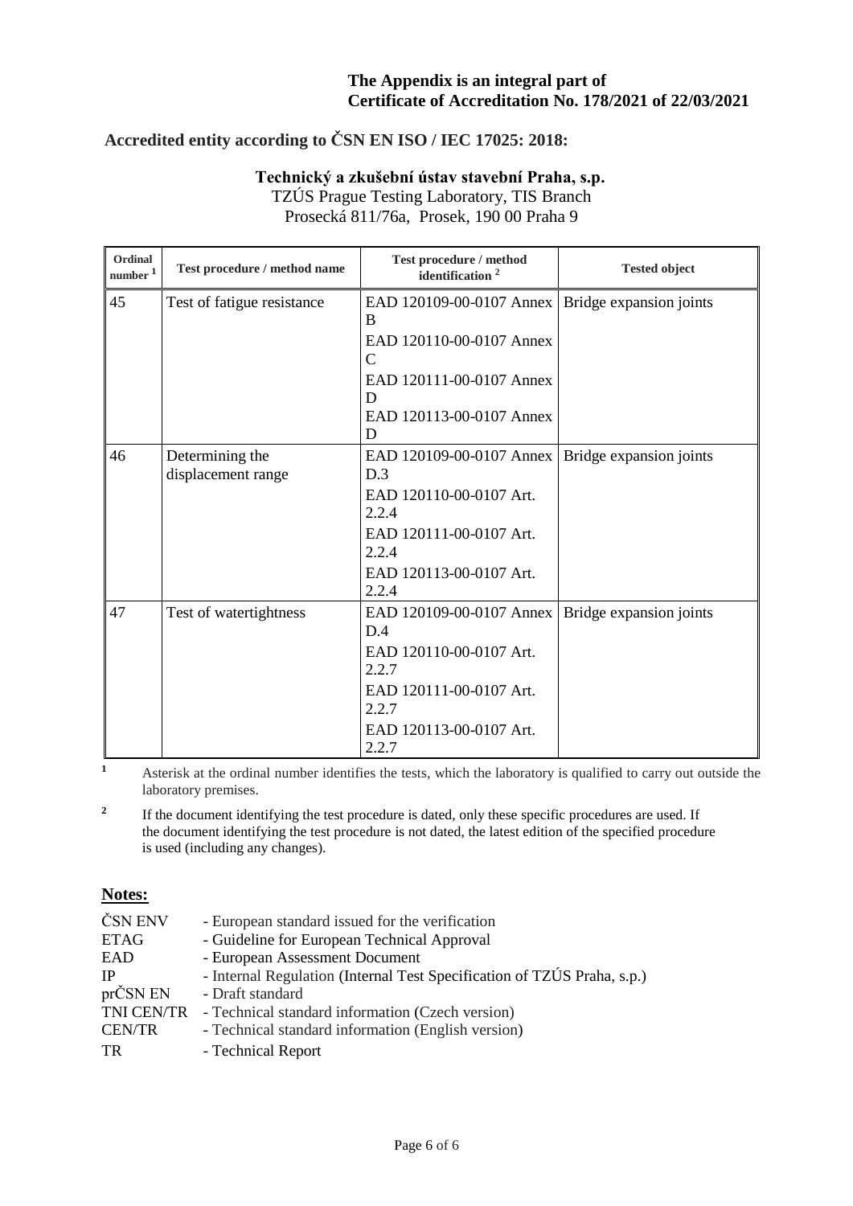**The Appendix is an integral part of Certificate of Accreditation No. 178/2021 of 22/03/2021**

**Accredited entity according to ČSN EN ISO / IEC 17025: 2018:**

**Technický a zkušební ústav stavební Praha, s.p.**
TZÚS Prague Testing Laboratory, TIS Branch
Prosecká 811/76a, Prosek, 190 00 Praha 9

| Ordinal number [1] | Test procedure / method name | Test procedure / method identification [2] | Tested object |
|---|---|---|---|
| 45 | Test of fatigue resistance | EAD 120109-00-0107 Annex B<br>EAD 120110-00-0107 Annex C<br>EAD 120111-00-0107 Annex D<br>EAD 120113-00-0107 Annex D | Bridge expansion joints |
| 46 | Determining the displacement range | EAD 120109-00-0107 Annex D.3<br>EAD 120110-00-0107 Art. 2.2.4<br>EAD 120111-00-0107 Art. 2.2.4<br>EAD 120113-00-0107 Art. 2.2.4 | Bridge expansion joints |
| 47 | Test of watertightness | EAD 120109-00-0107 Annex D.4<br>EAD 120110-00-0107 Art. 2.2.7<br>EAD 120111-00-0107 Art. 2.2.7<br>EAD 120113-00-0107 Art. 2.2.7 | Bridge expansion joints |

[1] Asterisk at the ordinal number identifies the tests, which the laboratory is qualified to carry out outside the laboratory premises.

[2] If the document identifying the test procedure is dated, only these specific procedures are used. If the document identifying the test procedure is not dated, the latest edition of the specified procedure is used (including any changes).

## Notes:

| | |
|---|---|
| ČSN ENV | - European standard issued for the verification |
| ETAG | - Guideline for European Technical Approval |
| EAD | - European Assessment Document |
| IP | - Internal Regulation (Internal Test Specification of TZÚS Praha, s.p.) |
| prČSN EN | - Draft standard |
| TNI CEN/TR | - Technical standard information (Czech version) |
| CEN/TR | - Technical standard information (English version) |
| TR | - Technical Report |